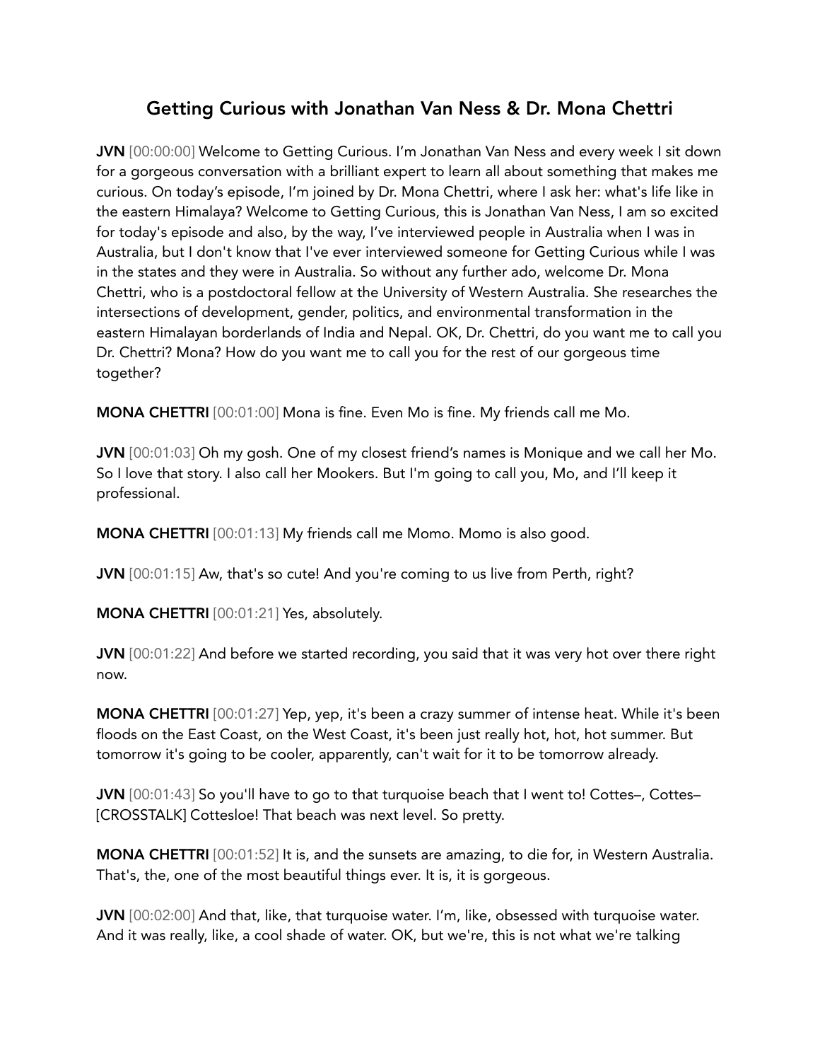# Getting Curious with Jonathan Van Ness & Dr. Mona Chettri

**JVN** [00:00:00] Welcome to Getting Curious. I'm Jonathan Van Ness and every week I sit down for a gorgeous conversation with a brilliant expert to learn all about something that makes me curious. On today's episode, I'm joined by Dr. Mona Chettri, where I ask her: what's life like in the eastern Himalaya? Welcome to Getting Curious, this is Jonathan Van Ness, I am so excited for today's episode and also, by the way, I've interviewed people in Australia when I was in Australia, but I don't know that I've ever interviewed someone for Getting Curious while I was in the states and they were in Australia. So without any further ado, welcome Dr. Mona Chettri, who is a postdoctoral fellow at the University of Western Australia. She researches the intersections of development, gender, politics, and environmental transformation in the eastern Himalayan borderlands of India and Nepal. OK, Dr. Chettri, do you want me to call you Dr. Chettri? Mona? How do you want me to call you for the rest of our gorgeous time together?

**MONA CHETTRI** [00:01:00] Mona is fine. Even Mo is fine. My friends call me Mo.

**JVN** [00:01:03] Oh my gosh. One of my closest friend's names is Monique and we call her Mo. So I love that story. I also call her Mookers. But I'm going to call you, Mo, and I'll keep it professional.

**MONA CHETTRI** [00:01:13] My friends call me Momo. Momo is also good.

**JVN** [00:01:15] Aw, that's so cute! And you're coming to us live from Perth, right?

**MONA CHETTRI** [00:01:21] Yes, absolutely.

**JVN** [00:01:22] And before we started recording, you said that it was very hot over there right now.

**MONA CHETTRI** [00:01:27] Yep, yep, it's been a crazy summer of intense heat. While it's been floods on the East Coast, on the West Coast, it's been just really hot, hot, hot summer. But tomorrow it's going to be cooler, apparently, can't wait for it to be tomorrow already.

**JVN** [00:01:43] So you'll have to go to that turquoise beach that I went to! Cottes–, Cottes– [CROSSTALK] Cottesloe! That beach was next level. So pretty.

**MONA CHETTRI** [00:01:52] It is, and the sunsets are amazing, to die for, in Western Australia. That's, the, one of the most beautiful things ever. It is, it is gorgeous.

**JVN** [00:02:00] And that, like, that turquoise water. I'm, like, obsessed with turquoise water. And it was really, like, a cool shade of water. OK, but we're, this is not what we're talking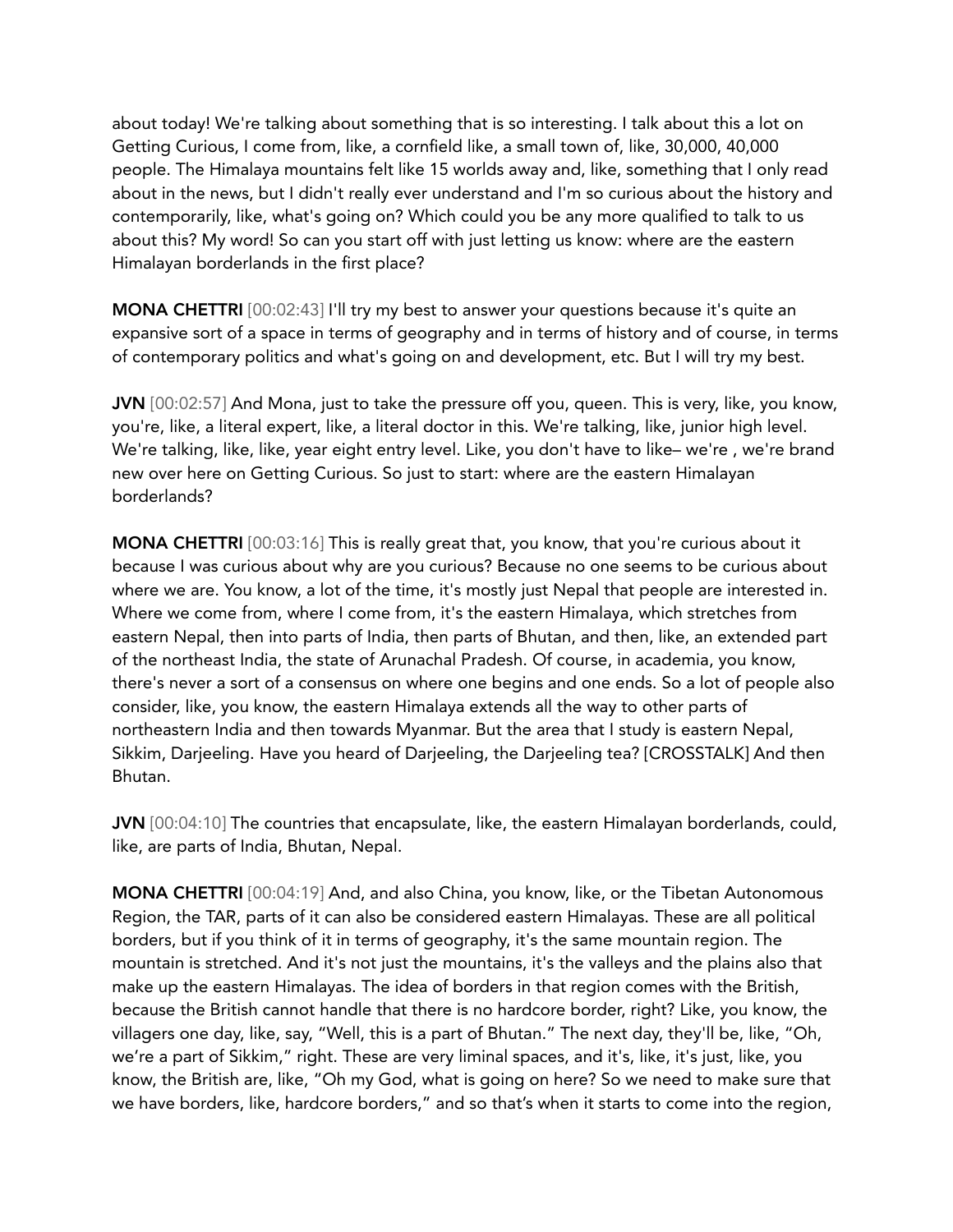about today! We're talking about something that is so interesting. I talk about this a lot on Getting Curious, I come from, like, a cornfield like, a small town of, like, 30,000, 40,000 people. The Himalaya mountains felt like 15 worlds away and, like, something that I only read about in the news, but I didn't really ever understand and I'm so curious about the history and contemporarily, like, what's going on? Which could you be any more qualified to talk to us about this? My word! So can you start off with just letting us know: where are the eastern Himalayan borderlands in the first place?

**MONA CHETTRI** [00:02:43] I'll try my best to answer your questions because it's quite an expansive sort of a space in terms of geography and in terms of history and of course, in terms of contemporary politics and what's going on and development, etc. But I will try my best.

**JVN** [00:02:57] And Mona, just to take the pressure off you, queen. This is very, like, you know, you're, like, a literal expert, like, a literal doctor in this. We're talking, like, junior high level. We're talking, like, like, year eight entry level. Like, you don't have to like– we're , we're brand new over here on Getting Curious. So just to start: where are the eastern Himalayan borderlands?

**MONA CHETTRI** [00:03:16] This is really great that, you know, that you're curious about it because I was curious about why are you curious? Because no one seems to be curious about where we are. You know, a lot of the time, it's mostly just Nepal that people are interested in. Where we come from, where I come from, it's the eastern Himalaya, which stretches from eastern Nepal, then into parts of India, then parts of Bhutan, and then, like, an extended part of the northeast India, the state of Arunachal Pradesh. Of course, in academia, you know, there's never a sort of a consensus on where one begins and one ends. So a lot of people also consider, like, you know, the eastern Himalaya extends all the way to other parts of northeastern India and then towards Myanmar. But the area that I study is eastern Nepal, Sikkim, Darjeeling. Have you heard of Darjeeling, the Darjeeling tea? [CROSSTALK] And then Bhutan.

**JVN** [00:04:10] The countries that encapsulate, like, the eastern Himalayan borderlands, could, like, are parts of India, Bhutan, Nepal.

**MONA CHETTRI** [00:04:19] And, and also China, you know, like, or the Tibetan Autonomous Region, the TAR, parts of it can also be considered eastern Himalayas. These are all political borders, but if you think of it in terms of geography, it's the same mountain region. The mountain is stretched. And it's not just the mountains, it's the valleys and the plains also that make up the eastern Himalayas. The idea of borders in that region comes with the British, because the British cannot handle that there is no hardcore border, right? Like, you know, the villagers one day, like, say, "Well, this is a part of Bhutan." The next day, they'll be, like, "Oh, we're a part of Sikkim," right. These are very liminal spaces, and it's, like, it's just, like, you know, the British are, like, "Oh my God, what is going on here? So we need to make sure that we have borders, like, hardcore borders," and so that's when it starts to come into the region,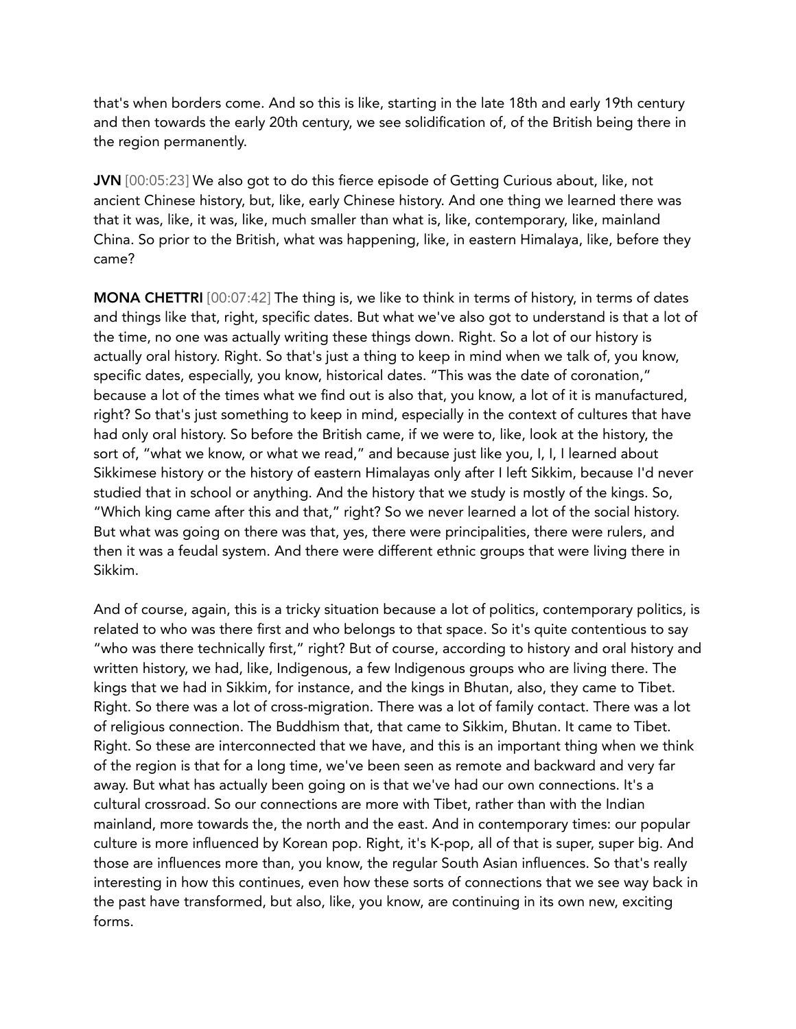that's when borders come. And so this is like, starting in the late 18th and early 19th century and then towards the early 20th century, we see solidification of, of the British being there in the region permanently.

**JVN** [00:05:23] We also got to do this fierce episode of Getting Curious about, like, not ancient Chinese history, but, like, early Chinese history. And one thing we learned there was that it was, like, it was, like, much smaller than what is, like, contemporary, like, mainland China. So prior to the British, what was happening, like, in eastern Himalaya, like, before they came?

**MONA CHETTRI** [00:07:42] The thing is, we like to think in terms of history, in terms of dates and things like that, right, specific dates. But what we've also got to understand is that a lot of the time, no one was actually writing these things down. Right. So a lot of our history is actually oral history. Right. So that's just a thing to keep in mind when we talk of, you know, specific dates, especially, you know, historical dates. "This was the date of coronation," because a lot of the times what we find out is also that, you know, a lot of it is manufactured, right? So that's just something to keep in mind, especially in the context of cultures that have had only oral history. So before the British came, if we were to, like, look at the history, the sort of, "what we know, or what we read," and because just like you, I, I, I learned about Sikkimese history or the history of eastern Himalayas only after I left Sikkim, because I'd never studied that in school or anything. And the history that we study is mostly of the kings. So, "Which king came after this and that," right? So we never learned a lot of the social history. But what was going on there was that, yes, there were principalities, there were rulers, and then it was a feudal system. And there were different ethnic groups that were living there in Sikkim.

And of course, again, this is a tricky situation because a lot of politics, contemporary politics, is related to who was there first and who belongs to that space. So it's quite contentious to say "who was there technically first," right? But of course, according to history and oral history and written history, we had, like, Indigenous, a few Indigenous groups who are living there. The kings that we had in Sikkim, for instance, and the kings in Bhutan, also, they came to Tibet. Right. So there was a lot of cross-migration. There was a lot of family contact. There was a lot of religious connection. The Buddhism that, that came to Sikkim, Bhutan. It came to Tibet. Right. So these are interconnected that we have, and this is an important thing when we think of the region is that for a long time, we've been seen as remote and backward and very far away. But what has actually been going on is that we've had our own connections. It's a cultural crossroad. So our connections are more with Tibet, rather than with the Indian mainland, more towards the, the north and the east. And in contemporary times: our popular culture is more influenced by Korean pop. Right, it's K-pop, all of that is super, super big. And those are influences more than, you know, the regular South Asian influences. So that's really interesting in how this continues, even how these sorts of connections that we see way back in the past have transformed, but also, like, you know, are continuing in its own new, exciting forms.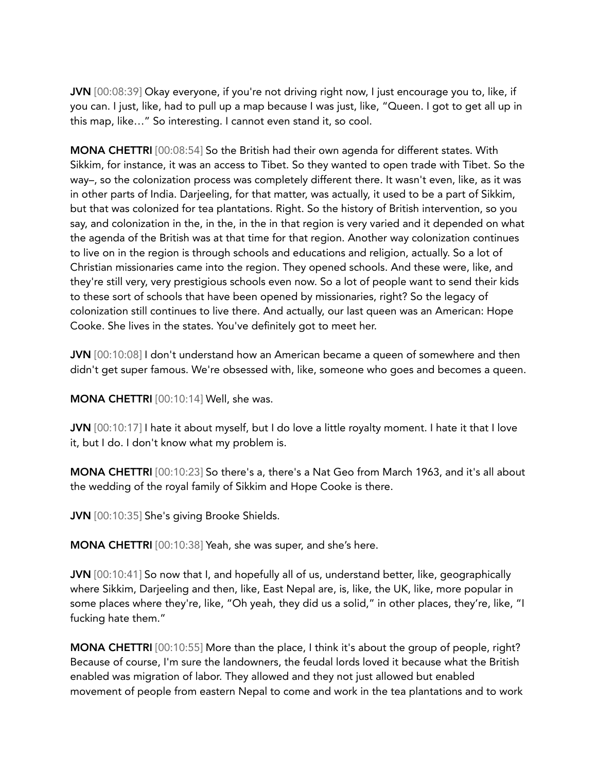**JVN** [00:08:39] Okay everyone, if you're not driving right now, I just encourage you to, like, if you can. I just, like, had to pull up a map because I was just, like, "Queen. I got to get all up in this map, like…" So interesting. I cannot even stand it, so cool.

**MONA CHETTRI** [00:08:54] So the British had their own agenda for different states. With Sikkim, for instance, it was an access to Tibet. So they wanted to open trade with Tibet. So the way–, so the colonization process was completely different there. It wasn't even, like, as it was in other parts of India. Darjeeling, for that matter, was actually, it used to be a part of Sikkim, but that was colonized for tea plantations. Right. So the history of British intervention, so you say, and colonization in the, in the, in the in that region is very varied and it depended on what the agenda of the British was at that time for that region. Another way colonization continues to live on in the region is through schools and educations and religion, actually. So a lot of Christian missionaries came into the region. They opened schools. And these were, like, and they're still very, very prestigious schools even now. So a lot of people want to send their kids to these sort of schools that have been opened by missionaries, right? So the legacy of colonization still continues to live there. And actually, our last queen was an American: Hope Cooke. She lives in the states. You've definitely got to meet her.

**JVN** [00:10:08] I don't understand how an American became a queen of somewhere and then didn't get super famous. We're obsessed with, like, someone who goes and becomes a queen.

**MONA CHETTRI** [00:10:14] Well, she was.

**JVN** [00:10:17] I hate it about myself, but I do love a little royalty moment. I hate it that I love it, but I do. I don't know what my problem is.

**MONA CHETTRI** [00:10:23] So there's a, there's a Nat Geo from March 1963, and it's all about the wedding of the royal family of Sikkim and Hope Cooke is there.

**JVN** [00:10:35] She's giving Brooke Shields.

**MONA CHETTRI** [00:10:38] Yeah, she was super, and she's here.

**JVN** [00:10:41] So now that I, and hopefully all of us, understand better, like, geographically where Sikkim, Darjeeling and then, like, East Nepal are, is, like, the UK, like, more popular in some places where they're, like, "Oh yeah, they did us a solid," in other places, they're, like, "I fucking hate them."

**MONA CHETTRI** [00:10:55] More than the place, I think it's about the group of people, right? Because of course, I'm sure the landowners, the feudal lords loved it because what the British enabled was migration of labor. They allowed and they not just allowed but enabled movement of people from eastern Nepal to come and work in the tea plantations and to work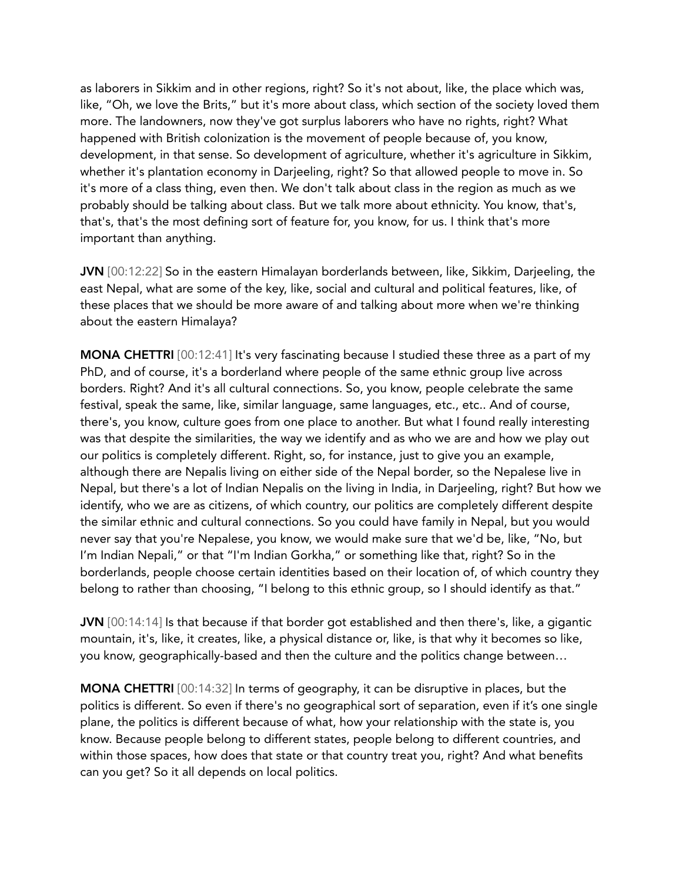as laborers in Sikkim and in other regions, right? So it's not about, like, the place which was, like, "Oh, we love the Brits," but it's more about class, which section of the society loved them more. The landowners, now they've got surplus laborers who have no rights, right? What happened with British colonization is the movement of people because of, you know, development, in that sense. So development of agriculture, whether it's agriculture in Sikkim, whether it's plantation economy in Darjeeling, right? So that allowed people to move in. So it's more of a class thing, even then. We don't talk about class in the region as much as we probably should be talking about class. But we talk more about ethnicity. You know, that's, that's, that's the most defining sort of feature for, you know, for us. I think that's more important than anything.

**JVN** [00:12:22] So in the eastern Himalayan borderlands between, like, Sikkim, Darjeeling, the east Nepal, what are some of the key, like, social and cultural and political features, like, of these places that we should be more aware of and talking about more when we're thinking about the eastern Himalaya?

**MONA CHETTRI** [00:12:41] It's very fascinating because I studied these three as a part of my PhD, and of course, it's a borderland where people of the same ethnic group live across borders. Right? And it's all cultural connections. So, you know, people celebrate the same festival, speak the same, like, similar language, same languages, etc., etc.. And of course, there's, you know, culture goes from one place to another. But what I found really interesting was that despite the similarities, the way we identify and as who we are and how we play out our politics is completely different. Right, so, for instance, just to give you an example, although there are Nepalis living on either side of the Nepal border, so the Nepalese live in Nepal, but there's a lot of Indian Nepalis on the living in India, in Darjeeling, right? But how we identify, who we are as citizens, of which country, our politics are completely different despite the similar ethnic and cultural connections. So you could have family in Nepal, but you would never say that you're Nepalese, you know, we would make sure that we'd be, like, "No, but I'm Indian Nepali," or that "I'm Indian Gorkha," or something like that, right? So in the borderlands, people choose certain identities based on their location of, of which country they belong to rather than choosing, "I belong to this ethnic group, so I should identify as that."

**JVN** [00:14:14] Is that because if that border got established and then there's, like, a gigantic mountain, it's, like, it creates, like, a physical distance or, like, is that why it becomes so like, you know, geographically-based and then the culture and the politics change between…

**MONA CHETTRI** [00:14:32] In terms of geography, it can be disruptive in places, but the politics is different. So even if there's no geographical sort of separation, even if it's one single plane, the politics is different because of what, how your relationship with the state is, you know. Because people belong to different states, people belong to different countries, and within those spaces, how does that state or that country treat you, right? And what benefits can you get? So it all depends on local politics.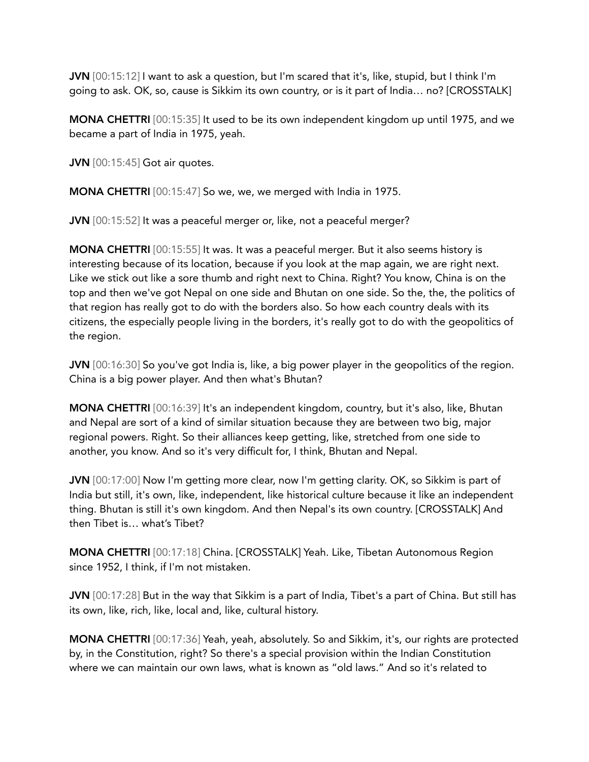**JVN** [00:15:12] I want to ask a question, but I'm scared that it's, like, stupid, but I think I'm going to ask. OK, so, cause is Sikkim its own country, or is it part of India… no? [CROSSTALK]

**MONA CHETTRI** [00:15:35] It used to be its own independent kingdom up until 1975, and we became a part of India in 1975, yeah.

**JVN** [00:15:45] Got air quotes.

**MONA CHETTRI** [00:15:47] So we, we, we merged with India in 1975.

**JVN** [00:15:52] It was a peaceful merger or, like, not a peaceful merger?

**MONA CHETTRI** [00:15:55] It was. It was a peaceful merger. But it also seems history is interesting because of its location, because if you look at the map again, we are right next. Like we stick out like a sore thumb and right next to China. Right? You know, China is on the top and then we've got Nepal on one side and Bhutan on one side. So the, the, the politics of that region has really got to do with the borders also. So how each country deals with its citizens, the especially people living in the borders, it's really got to do with the geopolitics of the region.

**JVN** [00:16:30] So you've got India is, like, a big power player in the geopolitics of the region. China is a big power player. And then what's Bhutan?

**MONA CHETTRI** [00:16:39] It's an independent kingdom, country, but it's also, like, Bhutan and Nepal are sort of a kind of similar situation because they are between two big, major regional powers. Right. So their alliances keep getting, like, stretched from one side to another, you know. And so it's very difficult for, I think, Bhutan and Nepal.

**JVN** [00:17:00] Now I'm getting more clear, now I'm getting clarity. OK, so Sikkim is part of India but still, it's own, like, independent, like historical culture because it like an independent thing. Bhutan is still it's own kingdom. And then Nepal's its own country. [CROSSTALK] And then Tibet is… what's Tibet?

**MONA CHETTRI** [00:17:18] China. [CROSSTALK] Yeah. Like, Tibetan Autonomous Region since 1952, I think, if I'm not mistaken.

**JVN** [00:17:28] But in the way that Sikkim is a part of India, Tibet's a part of China. But still has its own, like, rich, like, local and, like, cultural history.

**MONA CHETTRI** [00:17:36] Yeah, yeah, absolutely. So and Sikkim, it's, our rights are protected by, in the Constitution, right? So there's a special provision within the Indian Constitution where we can maintain our own laws, what is known as "old laws." And so it's related to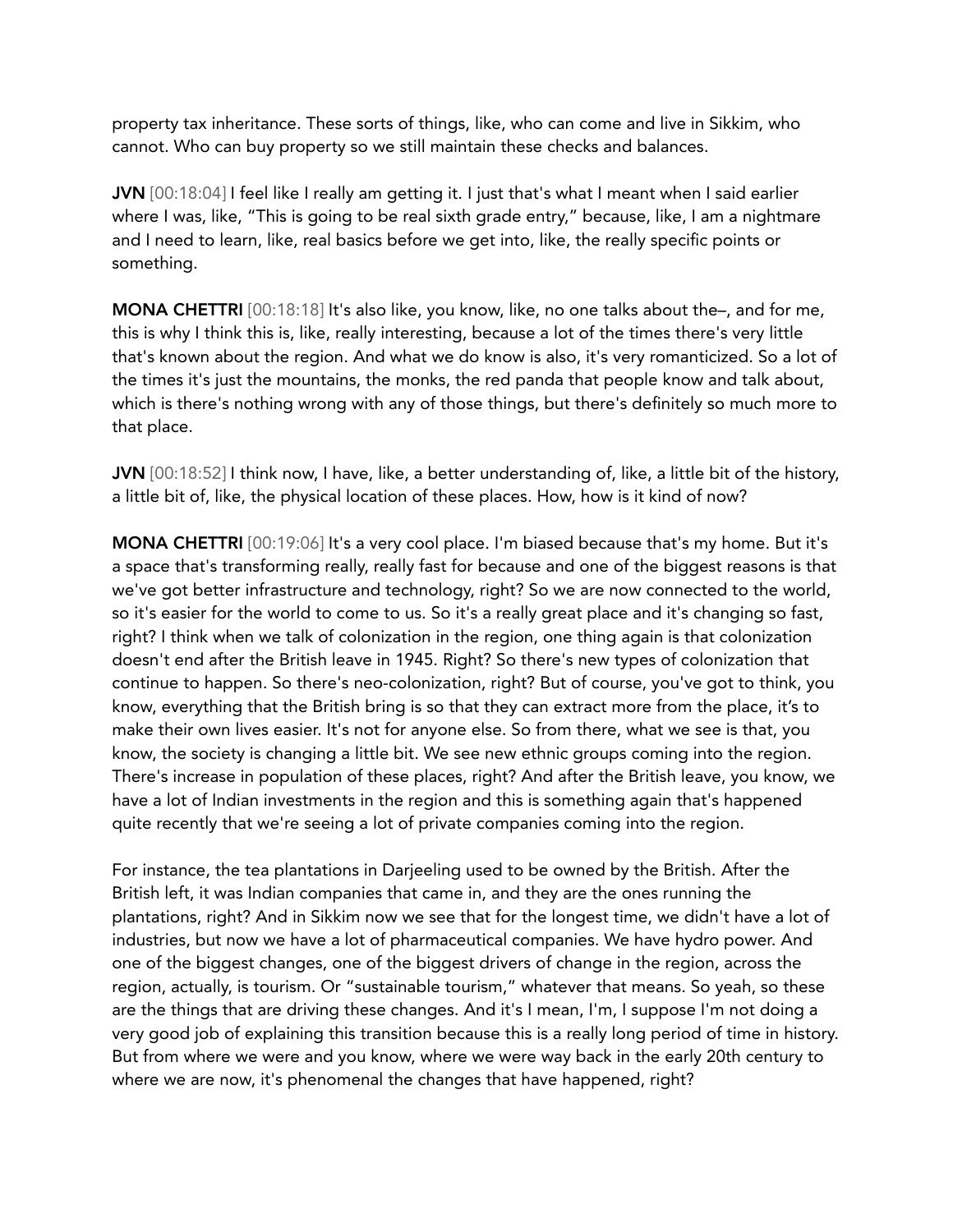property tax inheritance. These sorts of things, like, who can come and live in Sikkim, who cannot. Who can buy property so we still maintain these checks and balances.

**JVN** [00:18:04] I feel like I really am getting it. I just that's what I meant when I said earlier where I was, like, "This is going to be real sixth grade entry," because, like, I am a nightmare and I need to learn, like, real basics before we get into, like, the really specific points or something.

**MONA CHETTRI** [00:18:18] It's also like, you know, like, no one talks about the–, and for me, this is why I think this is, like, really interesting, because a lot of the times there's very little that's known about the region. And what we do know is also, it's very romanticized. So a lot of the times it's just the mountains, the monks, the red panda that people know and talk about, which is there's nothing wrong with any of those things, but there's definitely so much more to that place.

**JVN** [00:18:52] I think now, I have, like, a better understanding of, like, a little bit of the history, a little bit of, like, the physical location of these places. How, how is it kind of now?

**MONA CHETTRI** [00:19:06] It's a very cool place. I'm biased because that's my home. But it's a space that's transforming really, really fast for because and one of the biggest reasons is that we've got better infrastructure and technology, right? So we are now connected to the world, so it's easier for the world to come to us. So it's a really great place and it's changing so fast, right? I think when we talk of colonization in the region, one thing again is that colonization doesn't end after the British leave in 1945. Right? So there's new types of colonization that continue to happen. So there's neo-colonization, right? But of course, you've got to think, you know, everything that the British bring is so that they can extract more from the place, it's to make their own lives easier. It's not for anyone else. So from there, what we see is that, you know, the society is changing a little bit. We see new ethnic groups coming into the region. There's increase in population of these places, right? And after the British leave, you know, we have a lot of Indian investments in the region and this is something again that's happened quite recently that we're seeing a lot of private companies coming into the region.

For instance, the tea plantations in Darjeeling used to be owned by the British. After the British left, it was Indian companies that came in, and they are the ones running the plantations, right? And in Sikkim now we see that for the longest time, we didn't have a lot of industries, but now we have a lot of pharmaceutical companies. We have hydro power. And one of the biggest changes, one of the biggest drivers of change in the region, across the region, actually, is tourism. Or "sustainable tourism," whatever that means. So yeah, so these are the things that are driving these changes. And it's I mean, I'm, I suppose I'm not doing a very good job of explaining this transition because this is a really long period of time in history. But from where we were and you know, where we were way back in the early 20th century to where we are now, it's phenomenal the changes that have happened, right?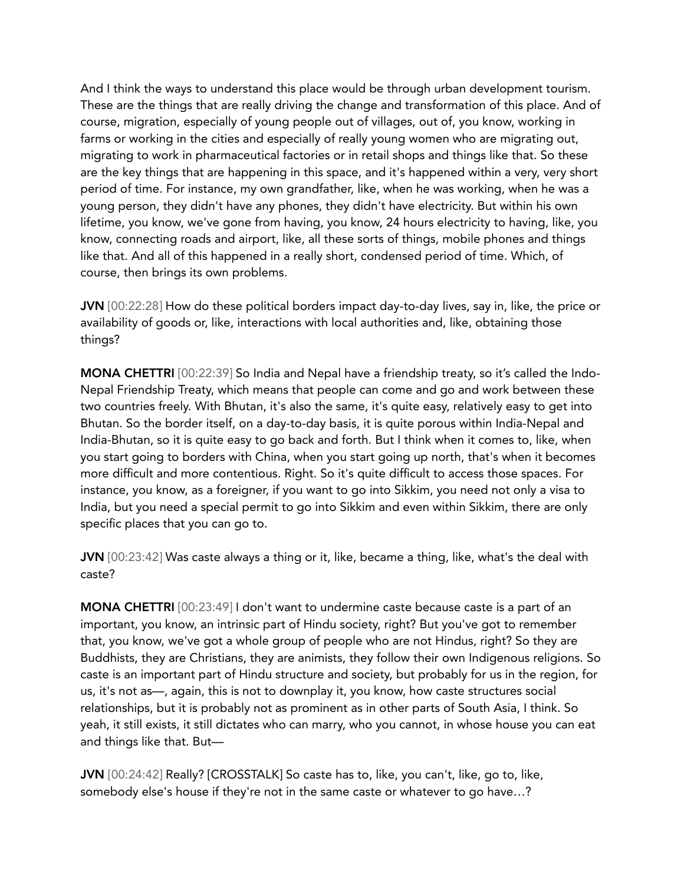And I think the ways to understand this place would be through urban development tourism. These are the things that are really driving the change and transformation of this place. And of course, migration, especially of young people out of villages, out of, you know, working in farms or working in the cities and especially of really young women who are migrating out, migrating to work in pharmaceutical factories or in retail shops and things like that. So these are the key things that are happening in this space, and it's happened within a very, very short period of time. For instance, my own grandfather, like, when he was working, when he was a young person, they didn't have any phones, they didn't have electricity. But within his own lifetime, you know, we've gone from having, you know, 24 hours electricity to having, like, you know, connecting roads and airport, like, all these sorts of things, mobile phones and things like that. And all of this happened in a really short, condensed period of time. Which, of course, then brings its own problems.

**JVN** [00:22:28] How do these political borders impact day-to-day lives, say in, like, the price or availability of goods or, like, interactions with local authorities and, like, obtaining those things?

**MONA CHETTRI** [00:22:39] So India and Nepal have a friendship treaty, so it's called the Indo-Nepal Friendship Treaty, which means that people can come and go and work between these two countries freely. With Bhutan, it's also the same, it's quite easy, relatively easy to get into Bhutan. So the border itself, on a day-to-day basis, it is quite porous within India-Nepal and India-Bhutan, so it is quite easy to go back and forth. But I think when it comes to, like, when you start going to borders with China, when you start going up north, that's when it becomes more difficult and more contentious. Right. So it's quite difficult to access those spaces. For instance, you know, as a foreigner, if you want to go into Sikkim, you need not only a visa to India, but you need a special permit to go into Sikkim and even within Sikkim, there are only specific places that you can go to.

**JVN** [00:23:42] Was caste always a thing or it, like, became a thing, like, what's the deal with caste?

**MONA CHETTRI** [00:23:49] I don't want to undermine caste because caste is a part of an important, you know, an intrinsic part of Hindu society, right? But you've got to remember that, you know, we've got a whole group of people who are not Hindus, right? So they are Buddhists, they are Christians, they are animists, they follow their own Indigenous religions. So caste is an important part of Hindu structure and society, but probably for us in the region, for us, it's not as—, again, this is not to downplay it, you know, how caste structures social relationships, but it is probably not as prominent as in other parts of South Asia, I think. So yeah, it still exists, it still dictates who can marry, who you cannot, in whose house you can eat and things like that. But—

**JVN** [00:24:42] Really? [CROSSTALK] So caste has to, like, you can't, like, go to, like, somebody else's house if they're not in the same caste or whatever to go have…?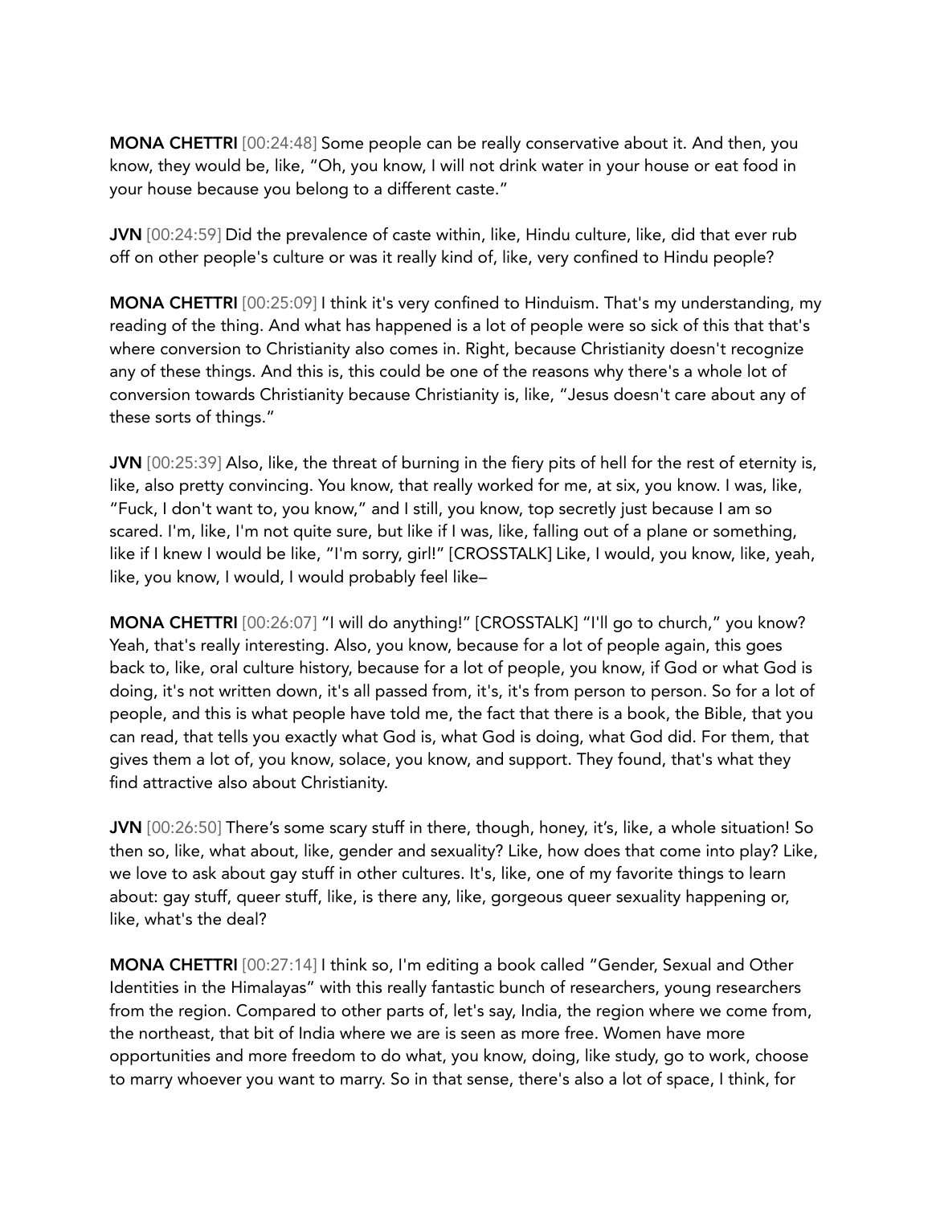**MONA CHETTRI** [00:24:48] Some people can be really conservative about it. And then, you know, they would be, like, "Oh, you know, I will not drink water in your house or eat food in your house because you belong to a different caste."

**JVN** [00:24:59] Did the prevalence of caste within, like, Hindu culture, like, did that ever rub off on other people's culture or was it really kind of, like, very confined to Hindu people?

**MONA CHETTRI** [00:25:09] I think it's very confined to Hinduism. That's my understanding, my reading of the thing. And what has happened is a lot of people were so sick of this that that's where conversion to Christianity also comes in. Right, because Christianity doesn't recognize any of these things. And this is, this could be one of the reasons why there's a whole lot of conversion towards Christianity because Christianity is, like, "Jesus doesn't care about any of these sorts of things."

**JVN** [00:25:39] Also, like, the threat of burning in the fiery pits of hell for the rest of eternity is, like, also pretty convincing. You know, that really worked for me, at six, you know. I was, like, "Fuck, I don't want to, you know," and I still, you know, top secretly just because I am so scared. I'm, like, I'm not quite sure, but like if I was, like, falling out of a plane or something, like if I knew I would be like, "I'm sorry, girl!" [CROSSTALK] Like, I would, you know, like, yeah, like, you know, I would, I would probably feel like–

**MONA CHETTRI** [00:26:07] "I will do anything!" [CROSSTALK] "I'll go to church," you know? Yeah, that's really interesting. Also, you know, because for a lot of people again, this goes back to, like, oral culture history, because for a lot of people, you know, if God or what God is doing, it's not written down, it's all passed from, it's, it's from person to person. So for a lot of people, and this is what people have told me, the fact that there is a book, the Bible, that you can read, that tells you exactly what God is, what God is doing, what God did. For them, that gives them a lot of, you know, solace, you know, and support. They found, that's what they find attractive also about Christianity.

**JVN** [00:26:50] There's some scary stuff in there, though, honey, it's, like, a whole situation! So then so, like, what about, like, gender and sexuality? Like, how does that come into play? Like, we love to ask about gay stuff in other cultures. It's, like, one of my favorite things to learn about: gay stuff, queer stuff, like, is there any, like, gorgeous queer sexuality happening or, like, what's the deal?

**MONA CHETTRI** [00:27:14] I think so, I'm editing a book called "Gender, Sexual and Other Identities in the Himalayas" with this really fantastic bunch of researchers, young researchers from the region. Compared to other parts of, let's say, India, the region where we come from, the northeast, that bit of India where we are is seen as more free. Women have more opportunities and more freedom to do what, you know, doing, like study, go to work, choose to marry whoever you want to marry. So in that sense, there's also a lot of space, I think, for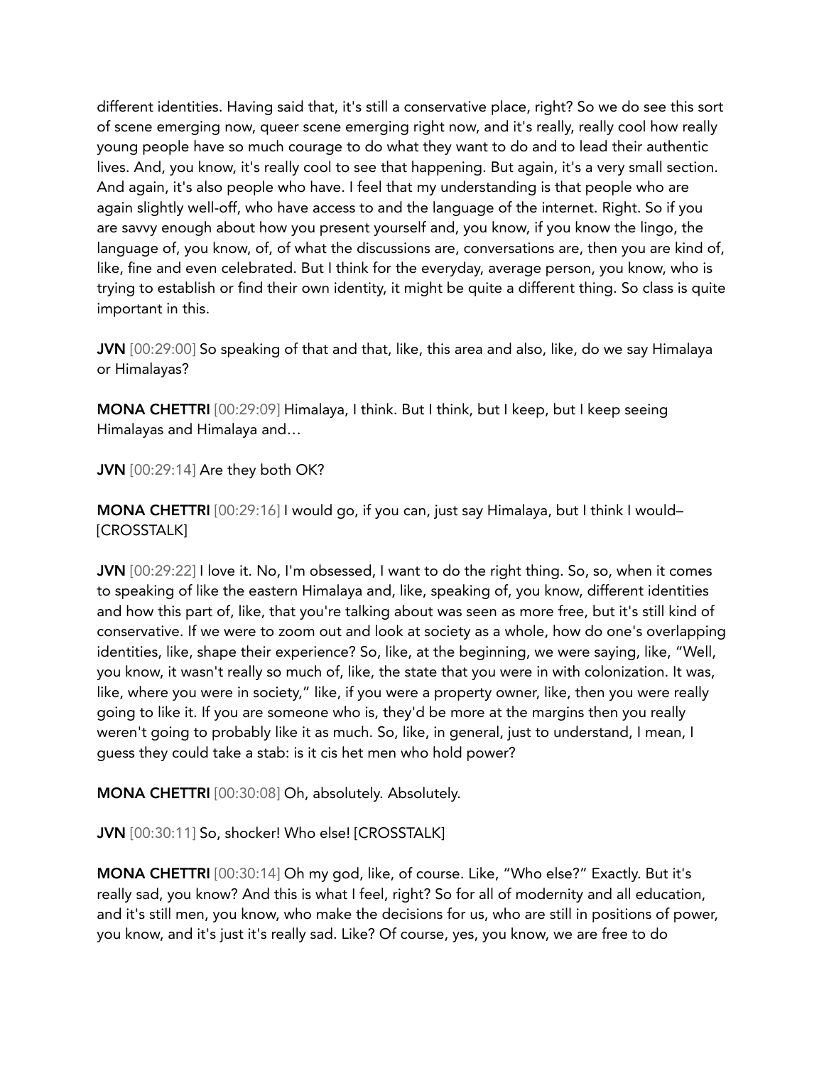different identities. Having said that, it's still a conservative place, right? So we do see this sort of scene emerging now, queer scene emerging right now, and it's really, really cool how really young people have so much courage to do what they want to do and to lead their authentic lives. And, you know, it's really cool to see that happening. But again, it's a very small section. And again, it's also people who have. I feel that my understanding is that people who are again slightly well-off, who have access to and the language of the internet. Right. So if you are savvy enough about how you present yourself and, you know, if you know the lingo, the language of, you know, of, of what the discussions are, conversations are, then you are kind of, like, fine and even celebrated. But I think for the everyday, average person, you know, who is trying to establish or find their own identity, it might be quite a different thing. So class is quite important in this.

**JVN** [00:29:00] So speaking of that and that, like, this area and also, like, do we say Himalaya or Himalayas?

**MONA CHETTRI** [00:29:09] Himalaya, I think. But I think, but I keep, but I keep seeing Himalayas and Himalaya and…

**JVN** [00:29:14] Are they both OK?

**MONA CHETTRI** [00:29:16] I would go, if you can, just say Himalaya, but I think I would– [CROSSTALK]

**JVN** [00:29:22] I love it. No, I'm obsessed, I want to do the right thing. So, so, when it comes to speaking of like the eastern Himalaya and, like, speaking of, you know, different identities and how this part of, like, that you're talking about was seen as more free, but it's still kind of conservative. If we were to zoom out and look at society as a whole, how do one's overlapping identities, like, shape their experience? So, like, at the beginning, we were saying, like, "Well, you know, it wasn't really so much of, like, the state that you were in with colonization. It was, like, where you were in society," like, if you were a property owner, like, then you were really going to like it. If you are someone who is, they'd be more at the margins then you really weren't going to probably like it as much. So, like, in general, just to understand, I mean, I guess they could take a stab: is it cis het men who hold power?

**MONA CHETTRI** [00:30:08] Oh, absolutely. Absolutely.

**JVN** [00:30:11] So, shocker! Who else! [CROSSTALK]

**MONA CHETTRI** [00:30:14] Oh my god, like, of course. Like, "Who else?" Exactly. But it's really sad, you know? And this is what I feel, right? So for all of modernity and all education, and it's still men, you know, who make the decisions for us, who are still in positions of power, you know, and it's just it's really sad. Like? Of course, yes, you know, we are free to do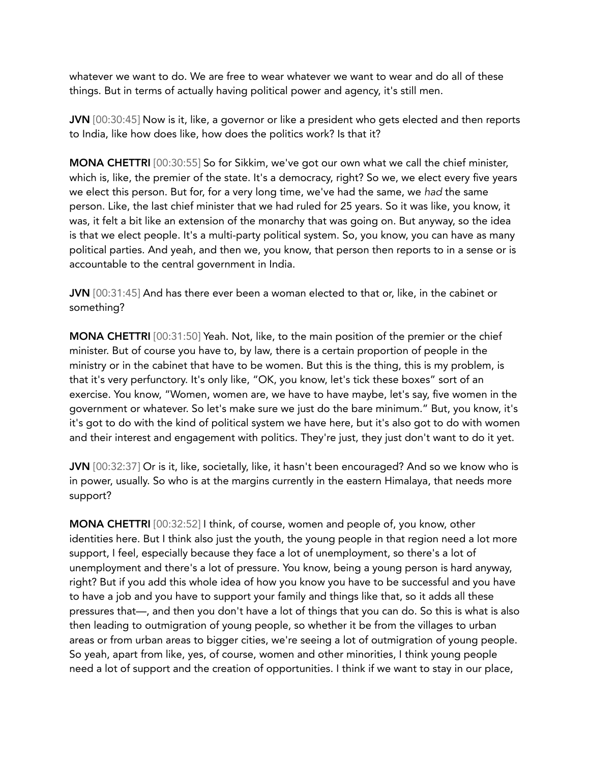whatever we want to do. We are free to wear whatever we want to wear and do all of these things. But in terms of actually having political power and agency, it's still men.

**JVN** [00:30:45] Now is it, like, a governor or like a president who gets elected and then reports to India, like how does like, how does the politics work? Is that it?

**MONA CHETTRI** [00:30:55] So for Sikkim, we've got our own what we call the chief minister, which is, like, the premier of the state. It's a democracy, right? So we, we elect every five years we elect this person. But for, for a very long time, we've had the same, we *had* the same person. Like, the last chief minister that we had ruled for 25 years. So it was like, you know, it was, it felt a bit like an extension of the monarchy that was going on. But anyway, so the idea is that we elect people. It's a multi-party political system. So, you know, you can have as many political parties. And yeah, and then we, you know, that person then reports to in a sense or is accountable to the central government in India.

**JVN** [00:31:45] And has there ever been a woman elected to that or, like, in the cabinet or something?

**MONA CHETTRI** [00:31:50] Yeah. Not, like, to the main position of the premier or the chief minister. But of course you have to, by law, there is a certain proportion of people in the ministry or in the cabinet that have to be women. But this is the thing, this is my problem, is that it's very perfunctory. It's only like, "OK, you know, let's tick these boxes" sort of an exercise. You know, "Women, women are, we have to have maybe, let's say, five women in the government or whatever. So let's make sure we just do the bare minimum." But, you know, it's it's got to do with the kind of political system we have here, but it's also got to do with women and their interest and engagement with politics. They're just, they just don't want to do it yet.

**JVN** [00:32:37] Or is it, like, societally, like, it hasn't been encouraged? And so we know who is in power, usually. So who is at the margins currently in the eastern Himalaya, that needs more support?

**MONA CHETTRI** [00:32:52] I think, of course, women and people of, you know, other identities here. But I think also just the youth, the young people in that region need a lot more support, I feel, especially because they face a lot of unemployment, so there's a lot of unemployment and there's a lot of pressure. You know, being a young person is hard anyway, right? But if you add this whole idea of how you know you have to be successful and you have to have a job and you have to support your family and things like that, so it adds all these pressures that—, and then you don't have a lot of things that you can do. So this is what is also then leading to outmigration of young people, so whether it be from the villages to urban areas or from urban areas to bigger cities, we're seeing a lot of outmigration of young people. So yeah, apart from like, yes, of course, women and other minorities, I think young people need a lot of support and the creation of opportunities. I think if we want to stay in our place,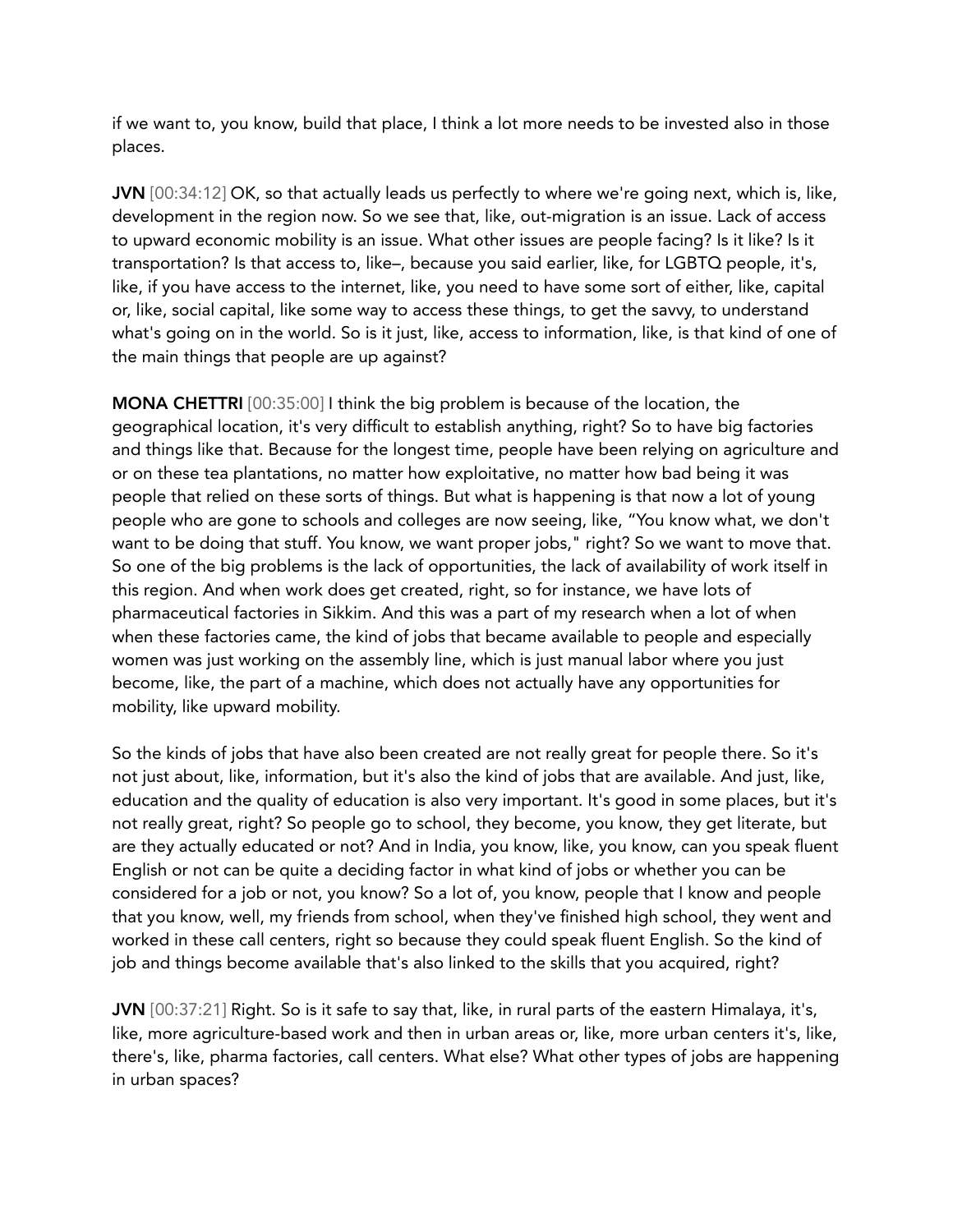if we want to, you know, build that place, I think a lot more needs to be invested also in those places.

**JVN** [00:34:12] OK, so that actually leads us perfectly to where we're going next, which is, like, development in the region now. So we see that, like, out-migration is an issue. Lack of access to upward economic mobility is an issue. What other issues are people facing? Is it like? Is it transportation? Is that access to, like–, because you said earlier, like, for LGBTQ people, it's, like, if you have access to the internet, like, you need to have some sort of either, like, capital or, like, social capital, like some way to access these things, to get the savvy, to understand what's going on in the world. So is it just, like, access to information, like, is that kind of one of the main things that people are up against?

**MONA CHETTRI** [00:35:00] I think the big problem is because of the location, the geographical location, it's very difficult to establish anything, right? So to have big factories and things like that. Because for the longest time, people have been relying on agriculture and or on these tea plantations, no matter how exploitative, no matter how bad being it was people that relied on these sorts of things. But what is happening is that now a lot of young people who are gone to schools and colleges are now seeing, like, "You know what, we don't want to be doing that stuff. You know, we want proper jobs," right? So we want to move that. So one of the big problems is the lack of opportunities, the lack of availability of work itself in this region. And when work does get created, right, so for instance, we have lots of pharmaceutical factories in Sikkim. And this was a part of my research when a lot of when when these factories came, the kind of jobs that became available to people and especially women was just working on the assembly line, which is just manual labor where you just become, like, the part of a machine, which does not actually have any opportunities for mobility, like upward mobility.

So the kinds of jobs that have also been created are not really great for people there. So it's not just about, like, information, but it's also the kind of jobs that are available. And just, like, education and the quality of education is also very important. It's good in some places, but it's not really great, right? So people go to school, they become, you know, they get literate, but are they actually educated or not? And in India, you know, like, you know, can you speak fluent English or not can be quite a deciding factor in what kind of jobs or whether you can be considered for a job or not, you know? So a lot of, you know, people that I know and people that you know, well, my friends from school, when they've finished high school, they went and worked in these call centers, right so because they could speak fluent English. So the kind of job and things become available that's also linked to the skills that you acquired, right?

**JVN** [00:37:21] Right. So is it safe to say that, like, in rural parts of the eastern Himalaya, it's, like, more agriculture-based work and then in urban areas or, like, more urban centers it's, like, there's, like, pharma factories, call centers. What else? What other types of jobs are happening in urban spaces?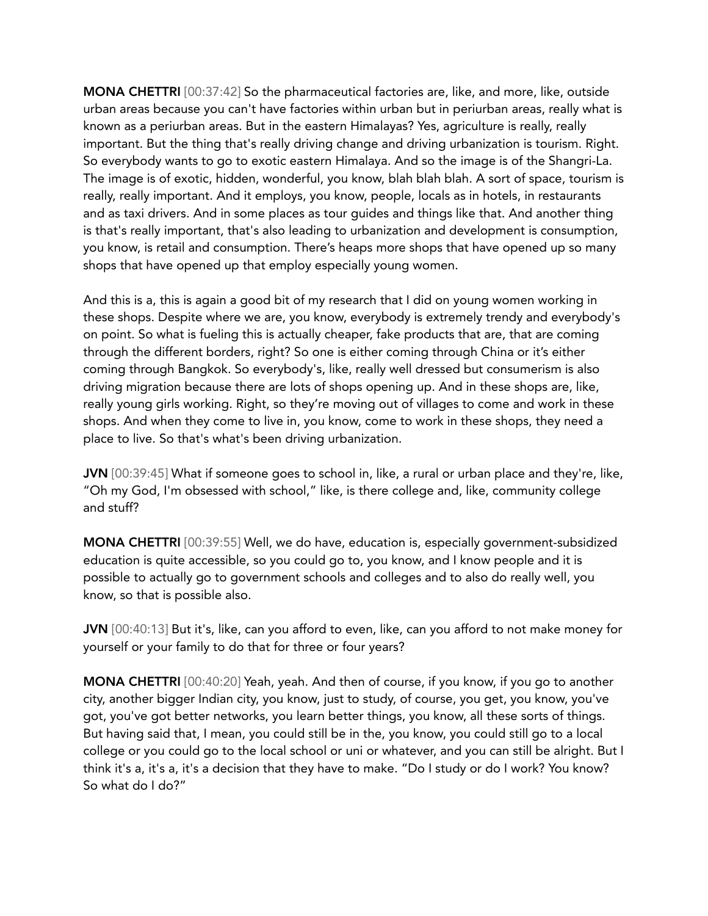**MONA CHETTRI** [00:37:42] So the pharmaceutical factories are, like, and more, like, outside urban areas because you can't have factories within urban but in periurban areas, really what is known as a periurban areas. But in the eastern Himalayas? Yes, agriculture is really, really important. But the thing that's really driving change and driving urbanization is tourism. Right. So everybody wants to go to exotic eastern Himalaya. And so the image is of the Shangri-La. The image is of exotic, hidden, wonderful, you know, blah blah blah. A sort of space, tourism is really, really important. And it employs, you know, people, locals as in hotels, in restaurants and as taxi drivers. And in some places as tour guides and things like that. And another thing is that's really important, that's also leading to urbanization and development is consumption, you know, is retail and consumption. There's heaps more shops that have opened up so many shops that have opened up that employ especially young women.

And this is a, this is again a good bit of my research that I did on young women working in these shops. Despite where we are, you know, everybody is extremely trendy and everybody's on point. So what is fueling this is actually cheaper, fake products that are, that are coming through the different borders, right? So one is either coming through China or it's either coming through Bangkok. So everybody's, like, really well dressed but consumerism is also driving migration because there are lots of shops opening up. And in these shops are, like, really young girls working. Right, so they're moving out of villages to come and work in these shops. And when they come to live in, you know, come to work in these shops, they need a place to live. So that's what's been driving urbanization.

**JVN** [00:39:45] What if someone goes to school in, like, a rural or urban place and they're, like, "Oh my God, I'm obsessed with school," like, is there college and, like, community college and stuff?

**MONA CHETTRI** [00:39:55] Well, we do have, education is, especially government-subsidized education is quite accessible, so you could go to, you know, and I know people and it is possible to actually go to government schools and colleges and to also do really well, you know, so that is possible also.

**JVN** [00:40:13] But it's, like, can you afford to even, like, can you afford to not make money for yourself or your family to do that for three or four years?

**MONA CHETTRI** [00:40:20] Yeah, yeah. And then of course, if you know, if you go to another city, another bigger Indian city, you know, just to study, of course, you get, you know, you've got, you've got better networks, you learn better things, you know, all these sorts of things. But having said that, I mean, you could still be in the, you know, you could still go to a local college or you could go to the local school or uni or whatever, and you can still be alright. But I think it's a, it's a, it's a decision that they have to make. "Do I study or do I work? You know? So what do I do?"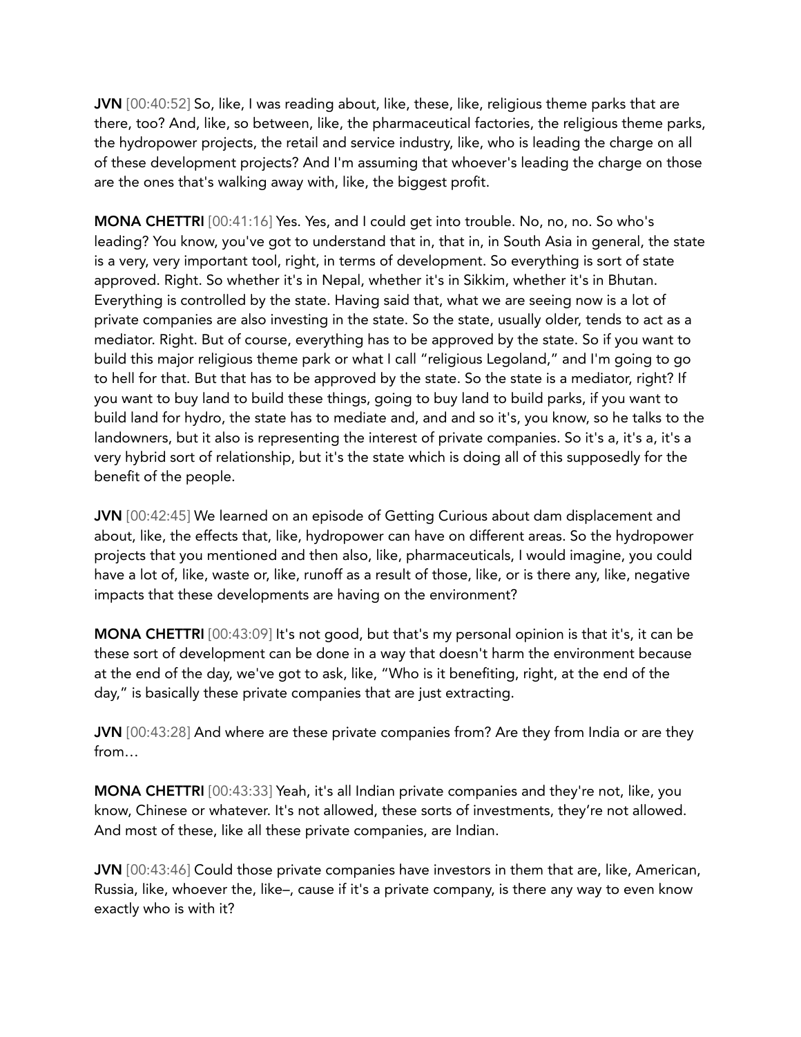**JVN** [00:40:52] So, like, I was reading about, like, these, like, religious theme parks that are there, too? And, like, so between, like, the pharmaceutical factories, the religious theme parks, the hydropower projects, the retail and service industry, like, who is leading the charge on all of these development projects? And I'm assuming that whoever's leading the charge on those are the ones that's walking away with, like, the biggest profit.

**MONA CHETTRI** [00:41:16] Yes. Yes, and I could get into trouble. No, no, no. So who's leading? You know, you've got to understand that in, that in, in South Asia in general, the state is a very, very important tool, right, in terms of development. So everything is sort of state approved. Right. So whether it's in Nepal, whether it's in Sikkim, whether it's in Bhutan. Everything is controlled by the state. Having said that, what we are seeing now is a lot of private companies are also investing in the state. So the state, usually older, tends to act as a mediator. Right. But of course, everything has to be approved by the state. So if you want to build this major religious theme park or what I call "religious Legoland," and I'm going to go to hell for that. But that has to be approved by the state. So the state is a mediator, right? If you want to buy land to build these things, going to buy land to build parks, if you want to build land for hydro, the state has to mediate and, and and so it's, you know, so he talks to the landowners, but it also is representing the interest of private companies. So it's a, it's a, it's a very hybrid sort of relationship, but it's the state which is doing all of this supposedly for the benefit of the people.

**JVN** [00:42:45] We learned on an episode of Getting Curious about dam displacement and about, like, the effects that, like, hydropower can have on different areas. So the hydropower projects that you mentioned and then also, like, pharmaceuticals, I would imagine, you could have a lot of, like, waste or, like, runoff as a result of those, like, or is there any, like, negative impacts that these developments are having on the environment?

**MONA CHETTRI** [00:43:09] It's not good, but that's my personal opinion is that it's, it can be these sort of development can be done in a way that doesn't harm the environment because at the end of the day, we've got to ask, like, "Who is it benefiting, right, at the end of the day," is basically these private companies that are just extracting.

**JVN** [00:43:28] And where are these private companies from? Are they from India or are they from…

**MONA CHETTRI** [00:43:33] Yeah, it's all Indian private companies and they're not, like, you know, Chinese or whatever. It's not allowed, these sorts of investments, they're not allowed. And most of these, like all these private companies, are Indian.

**JVN** [00:43:46] Could those private companies have investors in them that are, like, American, Russia, like, whoever the, like–, cause if it's a private company, is there any way to even know exactly who is with it?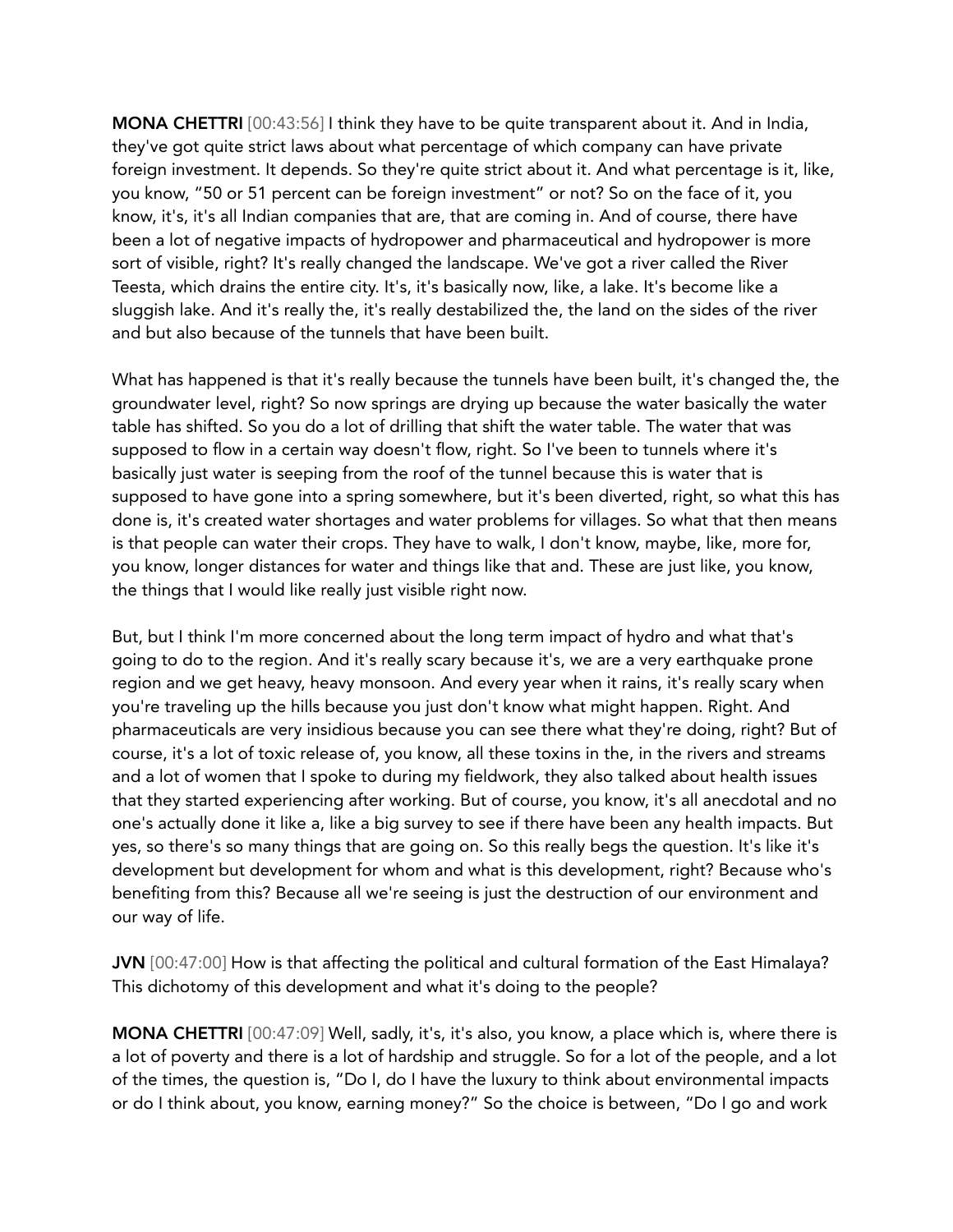**MONA CHETTRI** [00:43:56] I think they have to be quite transparent about it. And in India, they've got quite strict laws about what percentage of which company can have private foreign investment. It depends. So they're quite strict about it. And what percentage is it, like, you know, "50 or 51 percent can be foreign investment" or not? So on the face of it, you know, it's, it's all Indian companies that are, that are coming in. And of course, there have been a lot of negative impacts of hydropower and pharmaceutical and hydropower is more sort of visible, right? It's really changed the landscape. We've got a river called the River Teesta, which drains the entire city. It's, it's basically now, like, a lake. It's become like a sluggish lake. And it's really the, it's really destabilized the, the land on the sides of the river and but also because of the tunnels that have been built.

What has happened is that it's really because the tunnels have been built, it's changed the, the groundwater level, right? So now springs are drying up because the water basically the water table has shifted. So you do a lot of drilling that shift the water table. The water that was supposed to flow in a certain way doesn't flow, right. So I've been to tunnels where it's basically just water is seeping from the roof of the tunnel because this is water that is supposed to have gone into a spring somewhere, but it's been diverted, right, so what this has done is, it's created water shortages and water problems for villages. So what that then means is that people can water their crops. They have to walk, I don't know, maybe, like, more for, you know, longer distances for water and things like that and. These are just like, you know, the things that I would like really just visible right now.

But, but I think I'm more concerned about the long term impact of hydro and what that's going to do to the region. And it's really scary because it's, we are a very earthquake prone region and we get heavy, heavy monsoon. And every year when it rains, it's really scary when you're traveling up the hills because you just don't know what might happen. Right. And pharmaceuticals are very insidious because you can see there what they're doing, right? But of course, it's a lot of toxic release of, you know, all these toxins in the, in the rivers and streams and a lot of women that I spoke to during my fieldwork, they also talked about health issues that they started experiencing after working. But of course, you know, it's all anecdotal and no one's actually done it like a, like a big survey to see if there have been any health impacts. But yes, so there's so many things that are going on. So this really begs the question. It's like it's development but development for whom and what is this development, right? Because who's benefiting from this? Because all we're seeing is just the destruction of our environment and our way of life.

**JVN** [00:47:00] How is that affecting the political and cultural formation of the East Himalaya? This dichotomy of this development and what it's doing to the people?

**MONA CHETTRI** [00:47:09] Well, sadly, it's, it's also, you know, a place which is, where there is a lot of poverty and there is a lot of hardship and struggle. So for a lot of the people, and a lot of the times, the question is, "Do I, do I have the luxury to think about environmental impacts or do I think about, you know, earning money?" So the choice is between, "Do I go and work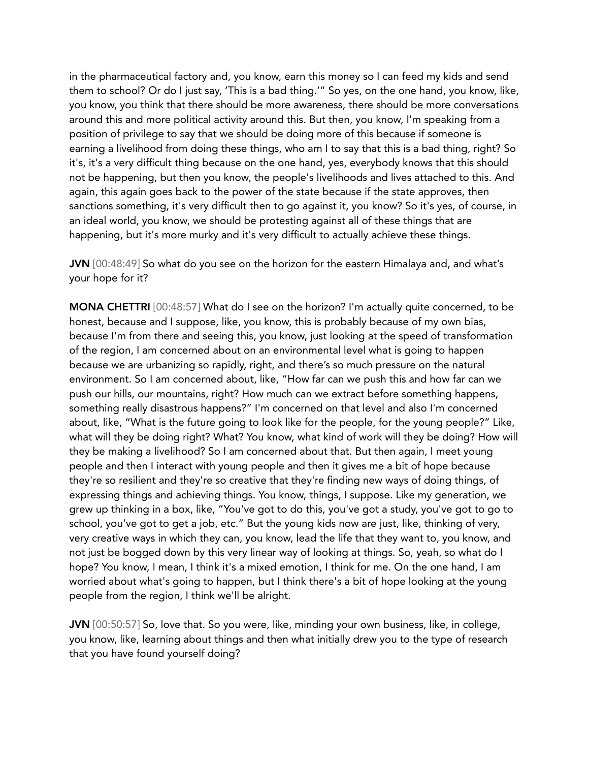in the pharmaceutical factory and, you know, earn this money so I can feed my kids and send them to school? Or do I just say, 'This is a bad thing.'" So yes, on the one hand, you know, like, you know, you think that there should be more awareness, there should be more conversations around this and more political activity around this. But then, you know, I'm speaking from a position of privilege to say that we should be doing more of this because if someone is earning a livelihood from doing these things, who am I to say that this is a bad thing, right? So it's, it's a very difficult thing because on the one hand, yes, everybody knows that this should not be happening, but then you know, the people's livelihoods and lives attached to this. And again, this again goes back to the power of the state because if the state approves, then sanctions something, it's very difficult then to go against it, you know? So it's yes, of course, in an ideal world, you know, we should be protesting against all of these things that are happening, but it's more murky and it's very difficult to actually achieve these things.

**JVN** [00:48:49] So what do you see on the horizon for the eastern Himalaya and, and what's your hope for it?

**MONA CHETTRI** [00:48:57] What do I see on the horizon? I'm actually quite concerned, to be honest, because and I suppose, like, you know, this is probably because of my own bias, because I'm from there and seeing this, you know, just looking at the speed of transformation of the region, I am concerned about on an environmental level what is going to happen because we are urbanizing so rapidly, right, and there's so much pressure on the natural environment. So I am concerned about, like, "How far can we push this and how far can we push our hills, our mountains, right? How much can we extract before something happens, something really disastrous happens?" I'm concerned on that level and also I'm concerned about, like, "What is the future going to look like for the people, for the young people?" Like, what will they be doing right? What? You know, what kind of work will they be doing? How will they be making a livelihood? So I am concerned about that. But then again, I meet young people and then I interact with young people and then it gives me a bit of hope because they're so resilient and they're so creative that they're finding new ways of doing things, of expressing things and achieving things. You know, things, I suppose. Like my generation, we grew up thinking in a box, like, "You've got to do this, you've got a study, you've got to go to school, you've got to get a job, etc." But the young kids now are just, like, thinking of very, very creative ways in which they can, you know, lead the life that they want to, you know, and not just be bogged down by this very linear way of looking at things. So, yeah, so what do I hope? You know, I mean, I think it's a mixed emotion, I think for me. On the one hand, I am worried about what's going to happen, but I think there's a bit of hope looking at the young people from the region, I think we'll be alright.

**JVN** [00:50:57] So, love that. So you were, like, minding your own business, like, in college, you know, like, learning about things and then what initially drew you to the type of research that you have found yourself doing?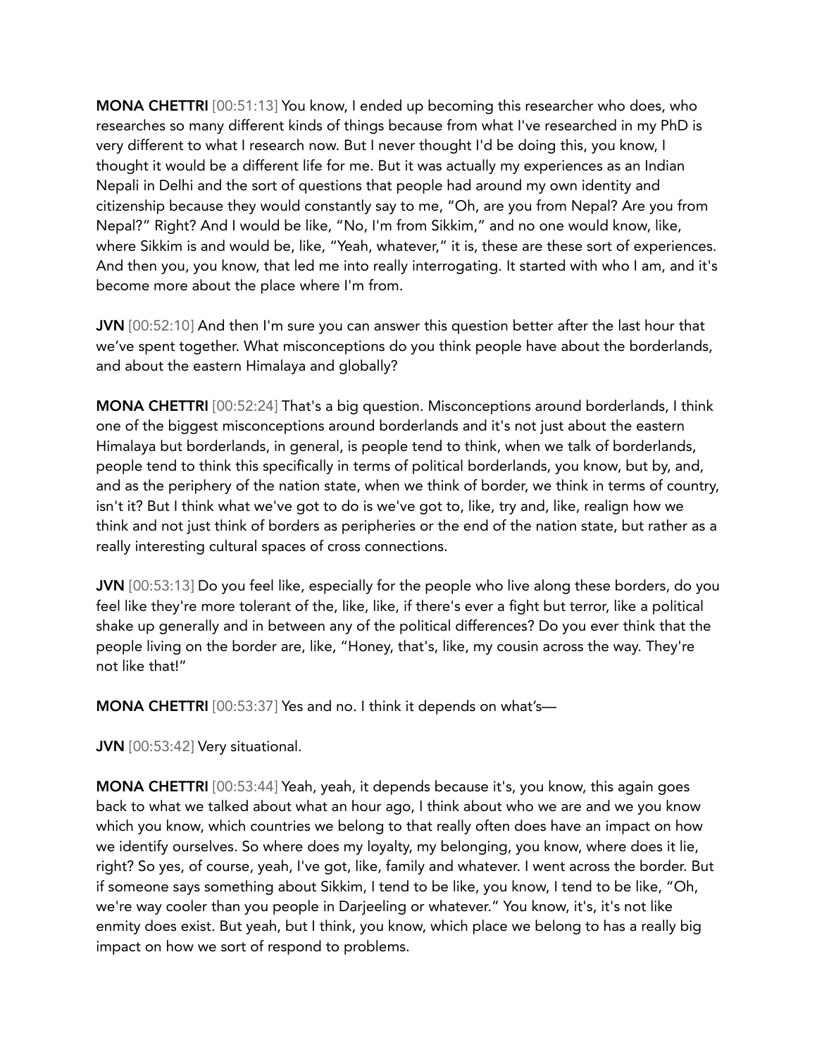**MONA CHETTRI** [00:51:13] You know, I ended up becoming this researcher who does, who researches so many different kinds of things because from what I've researched in my PhD is very different to what I research now. But I never thought I'd be doing this, you know, I thought it would be a different life for me. But it was actually my experiences as an Indian Nepali in Delhi and the sort of questions that people had around my own identity and citizenship because they would constantly say to me, "Oh, are you from Nepal? Are you from Nepal?" Right? And I would be like, "No, I'm from Sikkim," and no one would know, like, where Sikkim is and would be, like, "Yeah, whatever," it is, these are these sort of experiences. And then you, you know, that led me into really interrogating. It started with who I am, and it's become more about the place where I'm from.

**JVN** [00:52:10] And then I'm sure you can answer this question better after the last hour that we've spent together. What misconceptions do you think people have about the borderlands, and about the eastern Himalaya and globally?

**MONA CHETTRI** [00:52:24] That's a big question. Misconceptions around borderlands, I think one of the biggest misconceptions around borderlands and it's not just about the eastern Himalaya but borderlands, in general, is people tend to think, when we talk of borderlands, people tend to think this specifically in terms of political borderlands, you know, but by, and, and as the periphery of the nation state, when we think of border, we think in terms of country, isn't it? But I think what we've got to do is we've got to, like, try and, like, realign how we think and not just think of borders as peripheries or the end of the nation state, but rather as a really interesting cultural spaces of cross connections.

**JVN** [00:53:13] Do you feel like, especially for the people who live along these borders, do you feel like they're more tolerant of the, like, like, if there's ever a fight but terror, like a political shake up generally and in between any of the political differences? Do you ever think that the people living on the border are, like, "Honey, that's, like, my cousin across the way. They're not like that!"

**MONA CHETTRI** [00:53:37] Yes and no. I think it depends on what's—

**JVN** [00:53:42] Very situational.

**MONA CHETTRI** [00:53:44] Yeah, yeah, it depends because it's, you know, this again goes back to what we talked about what an hour ago, I think about who we are and we you know which you know, which countries we belong to that really often does have an impact on how we identify ourselves. So where does my loyalty, my belonging, you know, where does it lie, right? So yes, of course, yeah, I've got, like, family and whatever. I went across the border. But if someone says something about Sikkim, I tend to be like, you know, I tend to be like, "Oh, we're way cooler than you people in Darjeeling or whatever." You know, it's, it's not like enmity does exist. But yeah, but I think, you know, which place we belong to has a really big impact on how we sort of respond to problems.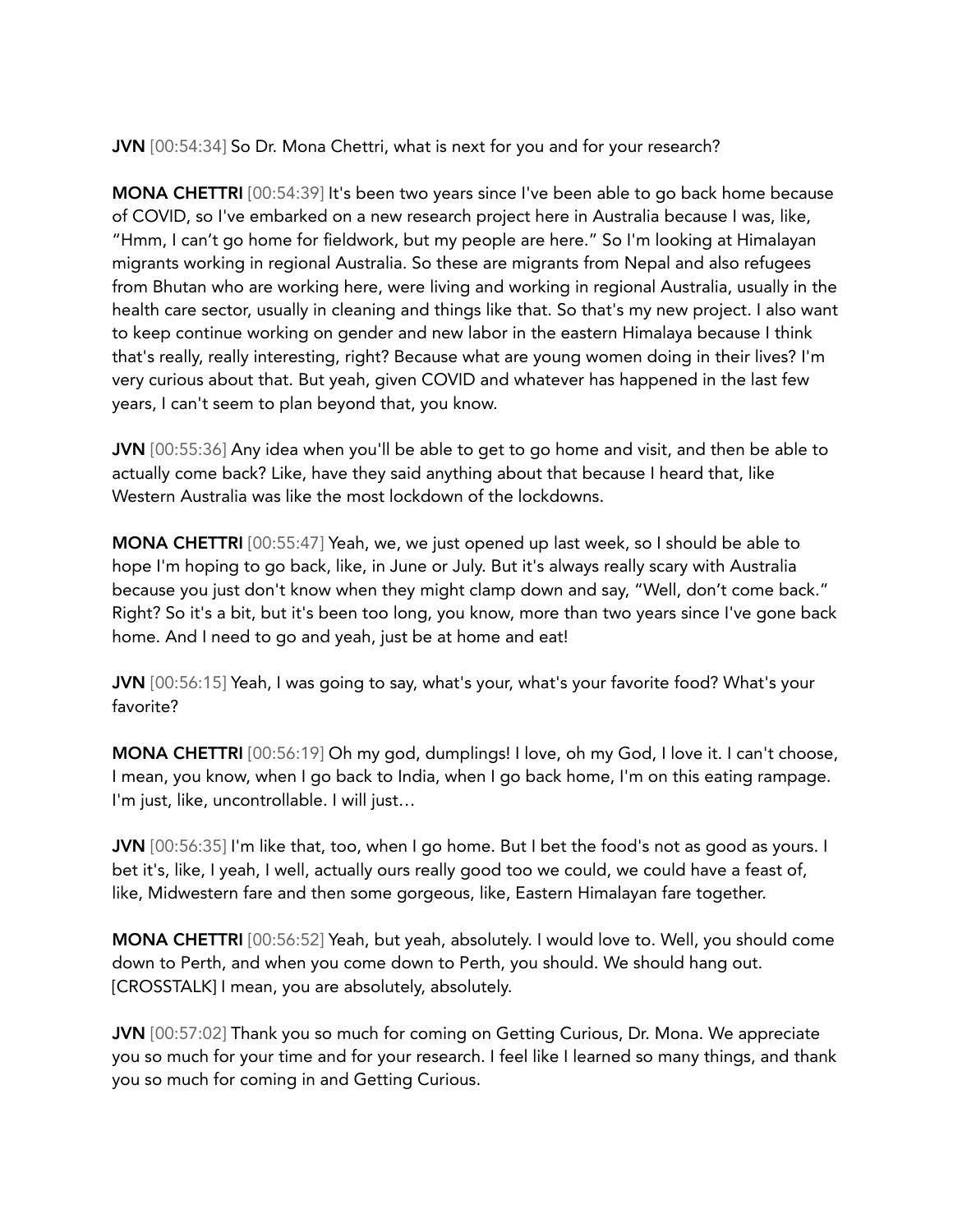**JVN** [00:54:34] So Dr. Mona Chettri, what is next for you and for your research?

**MONA CHETTRI** [00:54:39] It's been two years since I've been able to go back home because of COVID, so I've embarked on a new research project here in Australia because I was, like, "Hmm, I can't go home for fieldwork, but my people are here." So I'm looking at Himalayan migrants working in regional Australia. So these are migrants from Nepal and also refugees from Bhutan who are working here, were living and working in regional Australia, usually in the health care sector, usually in cleaning and things like that. So that's my new project. I also want to keep continue working on gender and new labor in the eastern Himalaya because I think that's really, really interesting, right? Because what are young women doing in their lives? I'm very curious about that. But yeah, given COVID and whatever has happened in the last few years, I can't seem to plan beyond that, you know.

**JVN** [00:55:36] Any idea when you'll be able to get to go home and visit, and then be able to actually come back? Like, have they said anything about that because I heard that, like Western Australia was like the most lockdown of the lockdowns.

**MONA CHETTRI** [00:55:47] Yeah, we, we just opened up last week, so I should be able to hope I'm hoping to go back, like, in June or July. But it's always really scary with Australia because you just don't know when they might clamp down and say, "Well, don't come back." Right? So it's a bit, but it's been too long, you know, more than two years since I've gone back home. And I need to go and yeah, just be at home and eat!

**JVN** [00:56:15] Yeah, I was going to say, what's your, what's your favorite food? What's your favorite?

**MONA CHETTRI** [00:56:19] Oh my god, dumplings! I love, oh my God, I love it. I can't choose, I mean, you know, when I go back to India, when I go back home, I'm on this eating rampage. I'm just, like, uncontrollable. I will just…

**JVN** [00:56:35] I'm like that, too, when I go home. But I bet the food's not as good as yours. I bet it's, like, I yeah, I well, actually ours really good too we could, we could have a feast of, like, Midwestern fare and then some gorgeous, like, Eastern Himalayan fare together.

**MONA CHETTRI** [00:56:52] Yeah, but yeah, absolutely. I would love to. Well, you should come down to Perth, and when you come down to Perth, you should. We should hang out. [CROSSTALK] I mean, you are absolutely, absolutely.

**JVN** [00:57:02] Thank you so much for coming on Getting Curious, Dr. Mona. We appreciate you so much for your time and for your research. I feel like I learned so many things, and thank you so much for coming in and Getting Curious.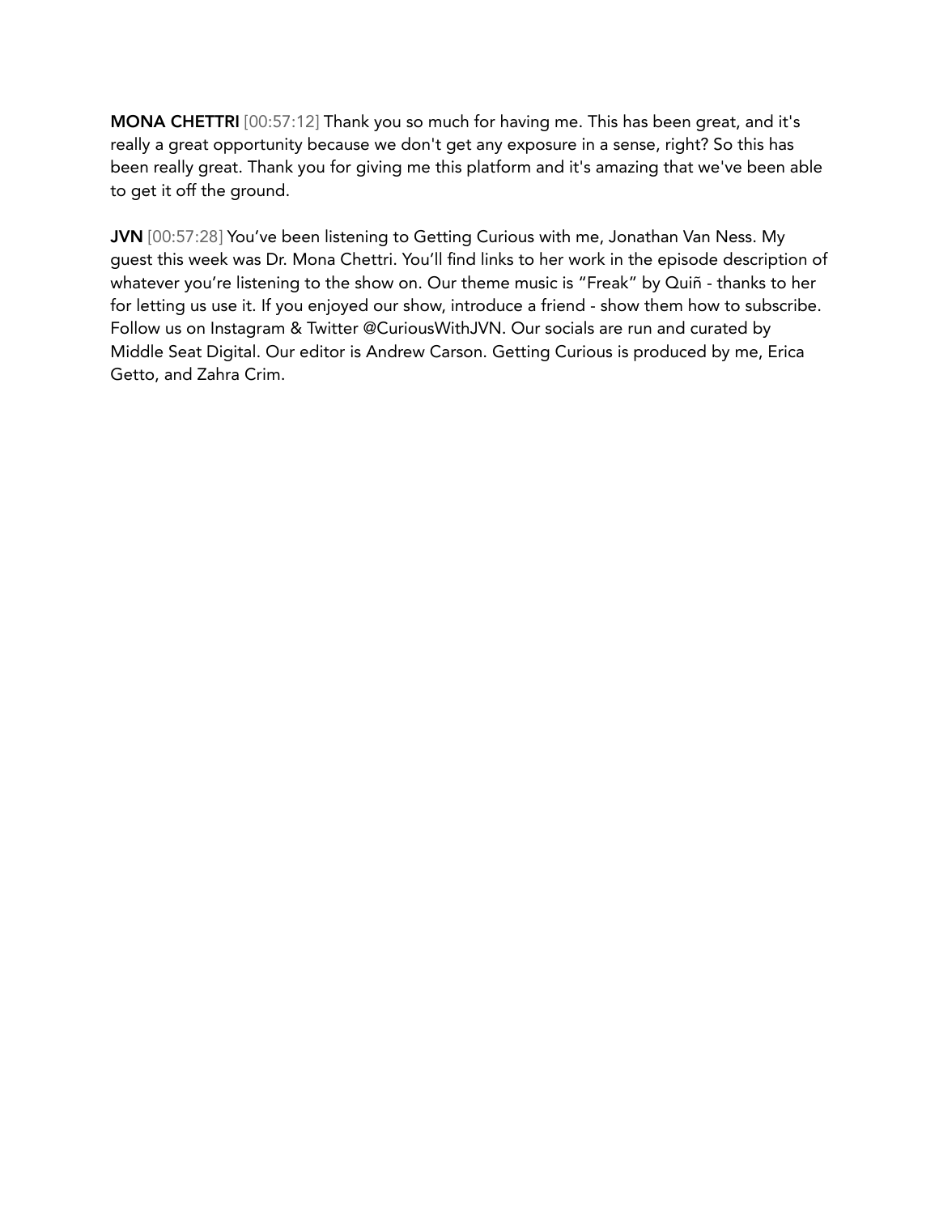**MONA CHETTRI** [00:57:12] Thank you so much for having me. This has been great, and it's really a great opportunity because we don't get any exposure in a sense, right? So this has been really great. Thank you for giving me this platform and it's amazing that we've been able to get it off the ground.

**JVN** [00:57:28] You've been listening to Getting Curious with me, Jonathan Van Ness. My guest this week was Dr. Mona Chettri. You'll find links to her work in the episode description of whatever you're listening to the show on. Our theme music is "Freak" by Quiñ - thanks to her for letting us use it. If you enjoyed our show, introduce a friend - show them how to subscribe. Follow us on Instagram & Twitter @CuriousWithJVN. Our socials are run and curated by Middle Seat Digital. Our editor is Andrew Carson. Getting Curious is produced by me, Erica Getto, and Zahra Crim.